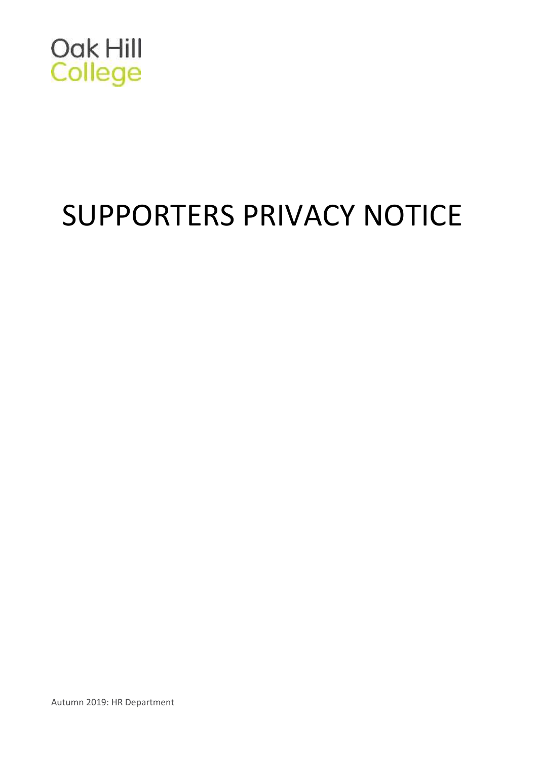Oak Hill
College

# SUPPORTERS PRIVACY NOTICE

Autumn 2019: HR Department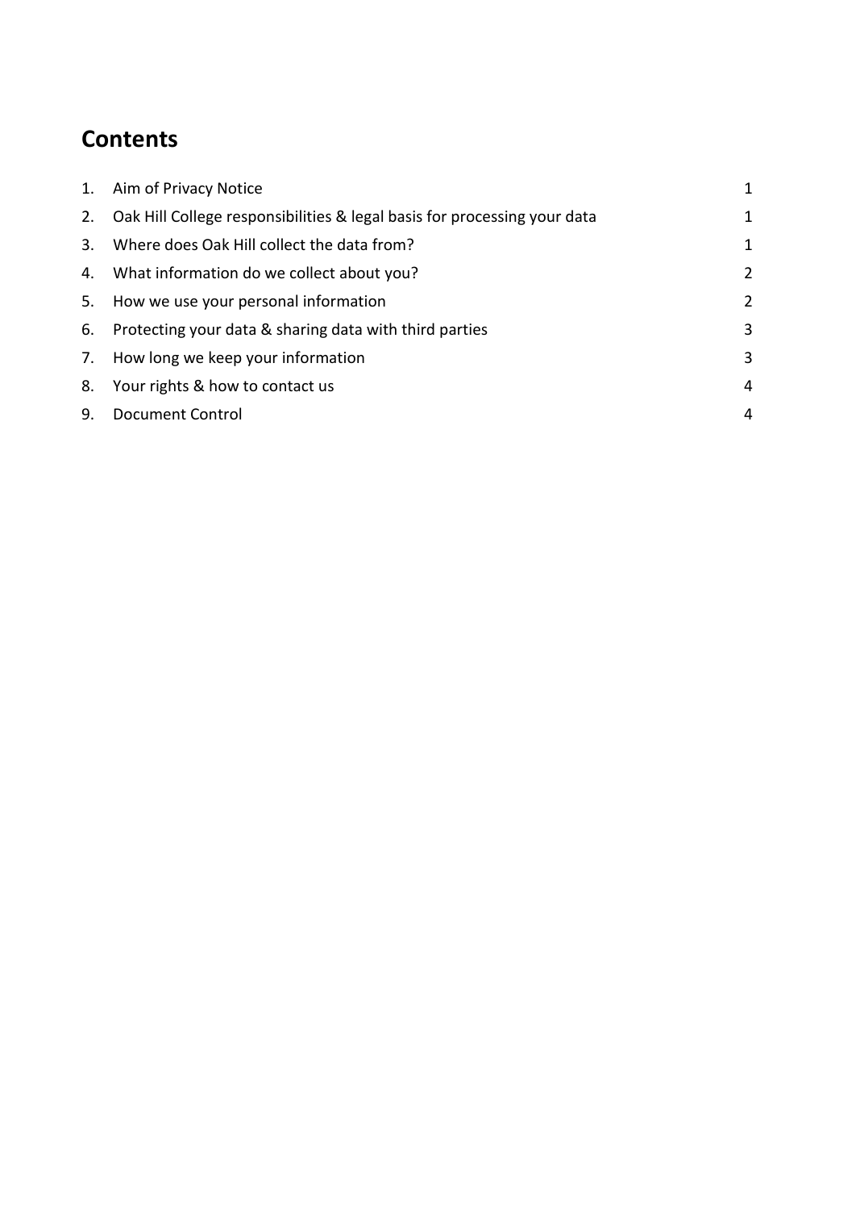## Contents

| | | |
|---|---|---|
| 1. | Aim of Privacy Notice | 1 |
| 2. | Oak Hill College responsibilities & legal basis for processing your data | 1 |
| 3. | Where does Oak Hill collect the data from? | 1 |
| 4. | What information do we collect about you? | 2 |
| 5. | How we use your personal information | 2 |
| 6. | Protecting your data & sharing data with third parties | 3 |
| 7. | How long we keep your information | 3 |
| 8. | Your rights & how to contact us | 4 |
| 9. | Document Control | 4 |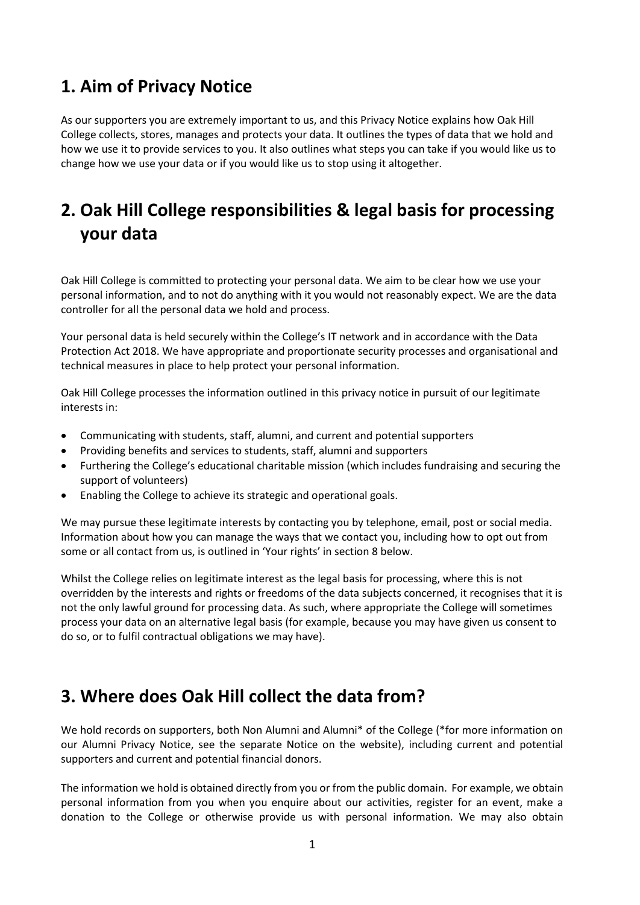## 1. Aim of Privacy Notice

As our supporters you are extremely important to us, and this Privacy Notice explains how Oak Hill College collects, stores, manages and protects your data. It outlines the types of data that we hold and how we use it to provide services to you. It also outlines what steps you can take if you would like us to change how we use your data or if you would like us to stop using it altogether.

## 2. Oak Hill College responsibilities & legal basis for processing your data

Oak Hill College is committed to protecting your personal data. We aim to be clear how we use your personal information, and to not do anything with it you would not reasonably expect. We are the data controller for all the personal data we hold and process.

Your personal data is held securely within the College's IT network and in accordance with the Data Protection Act 2018. We have appropriate and proportionate security processes and organisational and technical measures in place to help protect your personal information.

Oak Hill College processes the information outlined in this privacy notice in pursuit of our legitimate interests in:

- Communicating with students, staff, alumni, and current and potential supporters
- Providing benefits and services to students, staff, alumni and supporters
- Furthering the College's educational charitable mission (which includes fundraising and securing the support of volunteers)
- Enabling the College to achieve its strategic and operational goals.

We may pursue these legitimate interests by contacting you by telephone, email, post or social media. Information about how you can manage the ways that we contact you, including how to opt out from some or all contact from us, is outlined in 'Your rights' in section 8 below.

Whilst the College relies on legitimate interest as the legal basis for processing, where this is not overridden by the interests and rights or freedoms of the data subjects concerned, it recognises that it is not the only lawful ground for processing data. As such, where appropriate the College will sometimes process your data on an alternative legal basis (for example, because you may have given us consent to do so, or to fulfil contractual obligations we may have).

## 3. Where does Oak Hill collect the data from?

We hold records on supporters, both Non Alumni and Alumni* of the College (*for more information on our Alumni Privacy Notice, see the separate Notice on the website), including current and potential supporters and current and potential financial donors.

The information we hold is obtained directly from you or from the public domain. For example, we obtain personal information from you when you enquire about our activities, register for an event, make a donation to the College or otherwise provide us with personal information. We may also obtain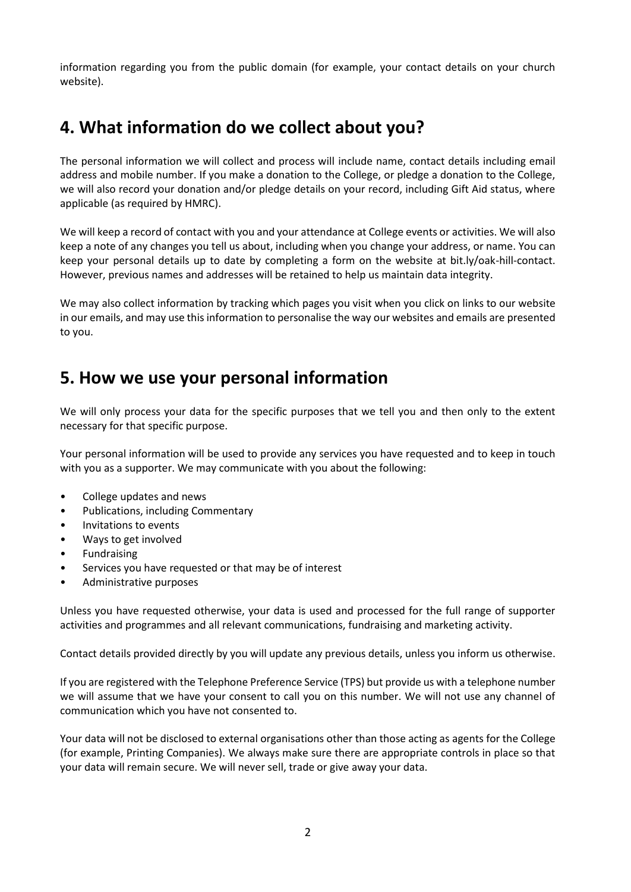information regarding you from the public domain (for example, your contact details on your church website).

## 4. What information do we collect about you?

The personal information we will collect and process will include name, contact details including email address and mobile number. If you make a donation to the College, or pledge a donation to the College, we will also record your donation and/or pledge details on your record, including Gift Aid status, where applicable (as required by HMRC).

We will keep a record of contact with you and your attendance at College events or activities. We will also keep a note of any changes you tell us about, including when you change your address, or name. You can keep your personal details up to date by completing a form on the website at bit.ly/oak-hill-contact. However, previous names and addresses will be retained to help us maintain data integrity.

We may also collect information by tracking which pages you visit when you click on links to our website in our emails, and may use this information to personalise the way our websites and emails are presented to you.

## 5. How we use your personal information

We will only process your data for the specific purposes that we tell you and then only to the extent necessary for that specific purpose.

Your personal information will be used to provide any services you have requested and to keep in touch with you as a supporter. We may communicate with you about the following:

- College updates and news
- Publications, including Commentary
- Invitations to events
- Ways to get involved
- Fundraising
- Services you have requested or that may be of interest
- Administrative purposes

Unless you have requested otherwise, your data is used and processed for the full range of supporter activities and programmes and all relevant communications, fundraising and marketing activity.

Contact details provided directly by you will update any previous details, unless you inform us otherwise.

If you are registered with the Telephone Preference Service (TPS) but provide us with a telephone number we will assume that we have your consent to call you on this number. We will not use any channel of communication which you have not consented to.

Your data will not be disclosed to external organisations other than those acting as agents for the College (for example, Printing Companies). We always make sure there are appropriate controls in place so that your data will remain secure. We will never sell, trade or give away your data.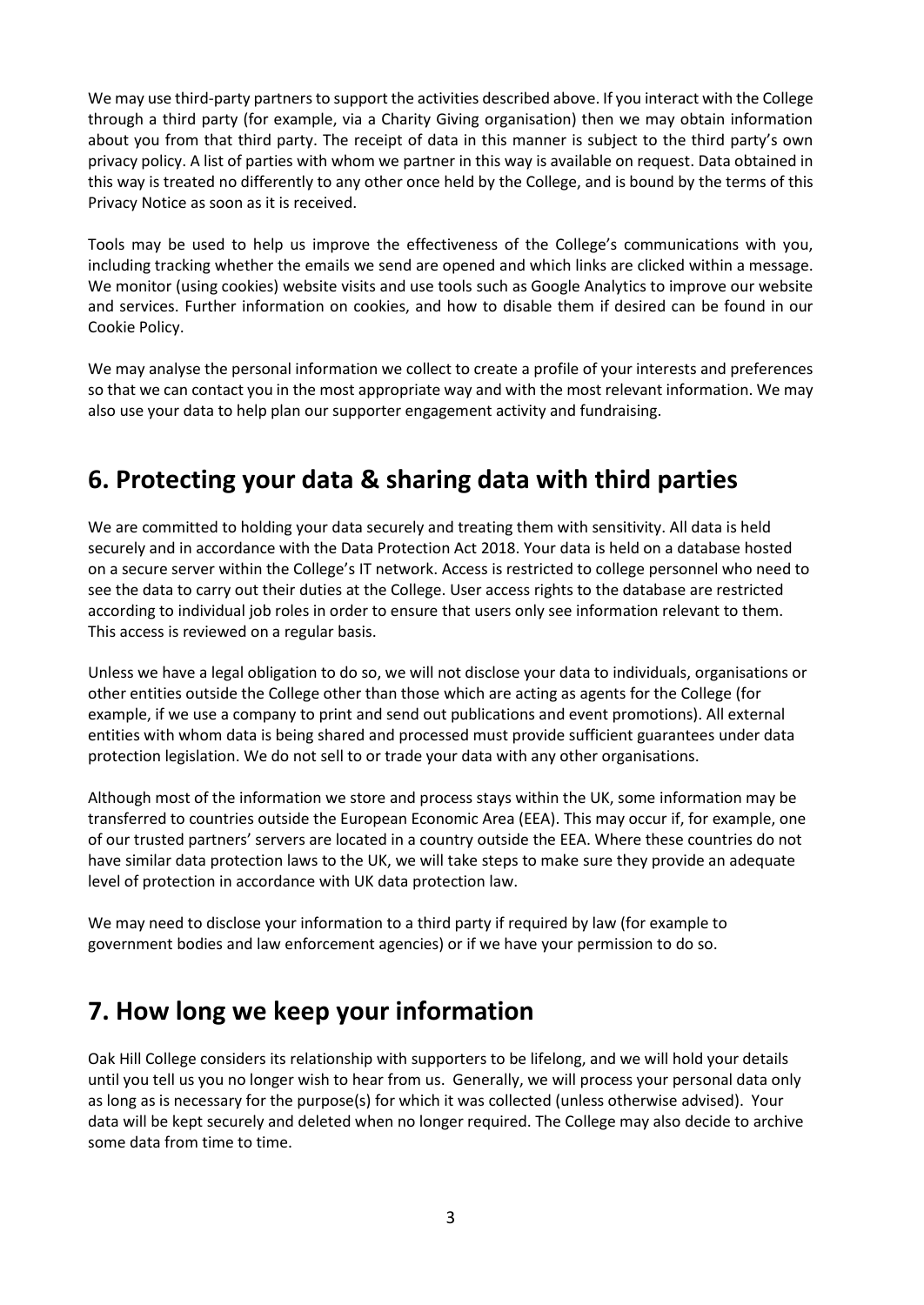We may use third-party partners to support the activities described above. If you interact with the College through a third party (for example, via a Charity Giving organisation) then we may obtain information about you from that third party. The receipt of data in this manner is subject to the third party's own privacy policy. A list of parties with whom we partner in this way is available on request. Data obtained in this way is treated no differently to any other once held by the College, and is bound by the terms of this Privacy Notice as soon as it is received.

Tools may be used to help us improve the effectiveness of the College's communications with you, including tracking whether the emails we send are opened and which links are clicked within a message. We monitor (using cookies) website visits and use tools such as Google Analytics to improve our website and services. Further information on cookies, and how to disable them if desired can be found in our Cookie Policy.

We may analyse the personal information we collect to create a profile of your interests and preferences so that we can contact you in the most appropriate way and with the most relevant information. We may also use your data to help plan our supporter engagement activity and fundraising.

## 6. Protecting your data & sharing data with third parties

We are committed to holding your data securely and treating them with sensitivity. All data is held securely and in accordance with the Data Protection Act 2018. Your data is held on a database hosted on a secure server within the College's IT network. Access is restricted to college personnel who need to see the data to carry out their duties at the College. User access rights to the database are restricted according to individual job roles in order to ensure that users only see information relevant to them. This access is reviewed on a regular basis.

Unless we have a legal obligation to do so, we will not disclose your data to individuals, organisations or other entities outside the College other than those which are acting as agents for the College (for example, if we use a company to print and send out publications and event promotions). All external entities with whom data is being shared and processed must provide sufficient guarantees under data protection legislation. We do not sell to or trade your data with any other organisations.

Although most of the information we store and process stays within the UK, some information may be transferred to countries outside the European Economic Area (EEA). This may occur if, for example, one of our trusted partners' servers are located in a country outside the EEA. Where these countries do not have similar data protection laws to the UK, we will take steps to make sure they provide an adequate level of protection in accordance with UK data protection law.

We may need to disclose your information to a third party if required by law (for example to government bodies and law enforcement agencies) or if we have your permission to do so.

## 7. How long we keep your information

Oak Hill College considers its relationship with supporters to be lifelong, and we will hold your details until you tell us you no longer wish to hear from us. Generally, we will process your personal data only as long as is necessary for the purpose(s) for which it was collected (unless otherwise advised). Your data will be kept securely and deleted when no longer required. The College may also decide to archive some data from time to time.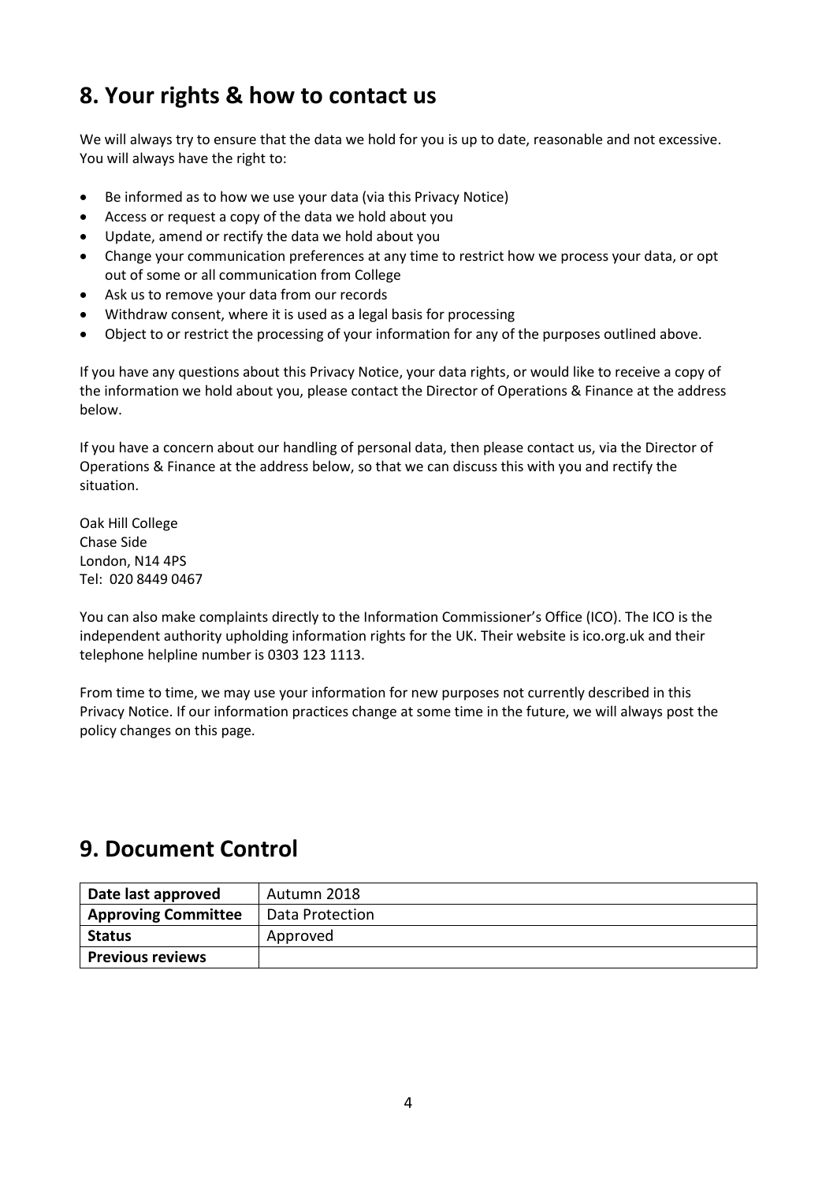## 8. Your rights & how to contact us

We will always try to ensure that the data we hold for you is up to date, reasonable and not excessive. You will always have the right to:

- Be informed as to how we use your data (via this Privacy Notice)
- Access or request a copy of the data we hold about you
- Update, amend or rectify the data we hold about you
- Change your communication preferences at any time to restrict how we process your data, or opt out of some or all communication from College
- Ask us to remove your data from our records
- Withdraw consent, where it is used as a legal basis for processing
- Object to or restrict the processing of your information for any of the purposes outlined above.

If you have any questions about this Privacy Notice, your data rights, or would like to receive a copy of the information we hold about you, please contact the Director of Operations & Finance at the address below.

If you have a concern about our handling of personal data, then please contact us, via the Director of Operations & Finance at the address below, so that we can discuss this with you and rectify the situation.

Oak Hill College
Chase Side
London, N14 4PS
Tel: 020 8449 0467

You can also make complaints directly to the Information Commissioner's Office (ICO). The ICO is the independent authority upholding information rights for the UK. Their website is ico.org.uk and their telephone helpline number is 0303 123 1113.

From time to time, we may use your information for new purposes not currently described in this Privacy Notice. If our information practices change at some time in the future, we will always post the policy changes on this page.

## 9. Document Control

| | |
|---|---|
| **Date last approved** | Autumn 2018 |
| **Approving Committee** | Data Protection |
| **Status** | Approved |
| **Previous reviews** | |